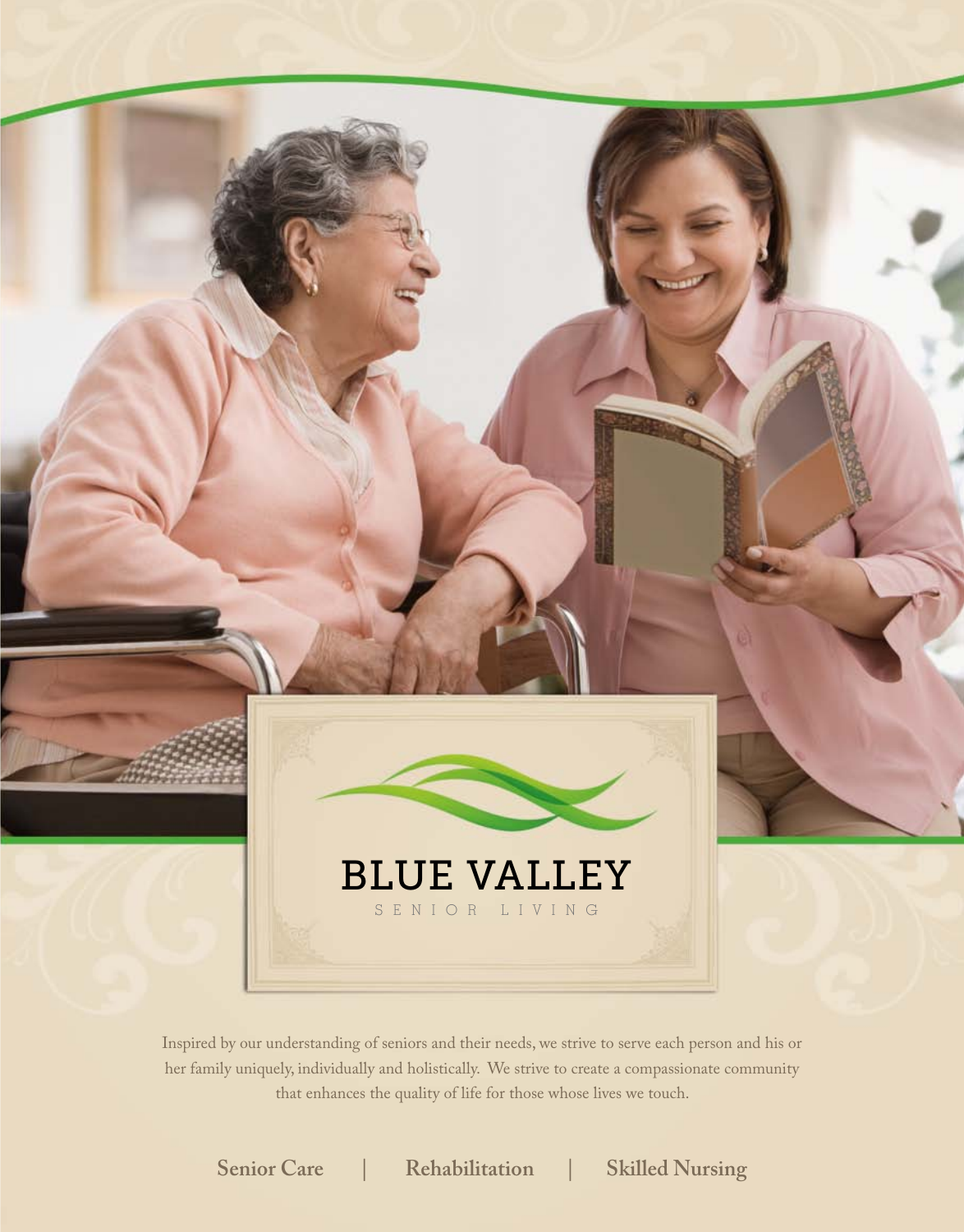# BLUE VALLEY

SENIOR LIVING

Inspired by our understanding of seniors and their needs, we strive to serve each person and his or her family uniquely, individually and holistically. We strive to create a compassionate community that enhances the quality of life for those whose lives we touch.

**Senior Care** | **Rehabilitation** | **Skilled Nursing**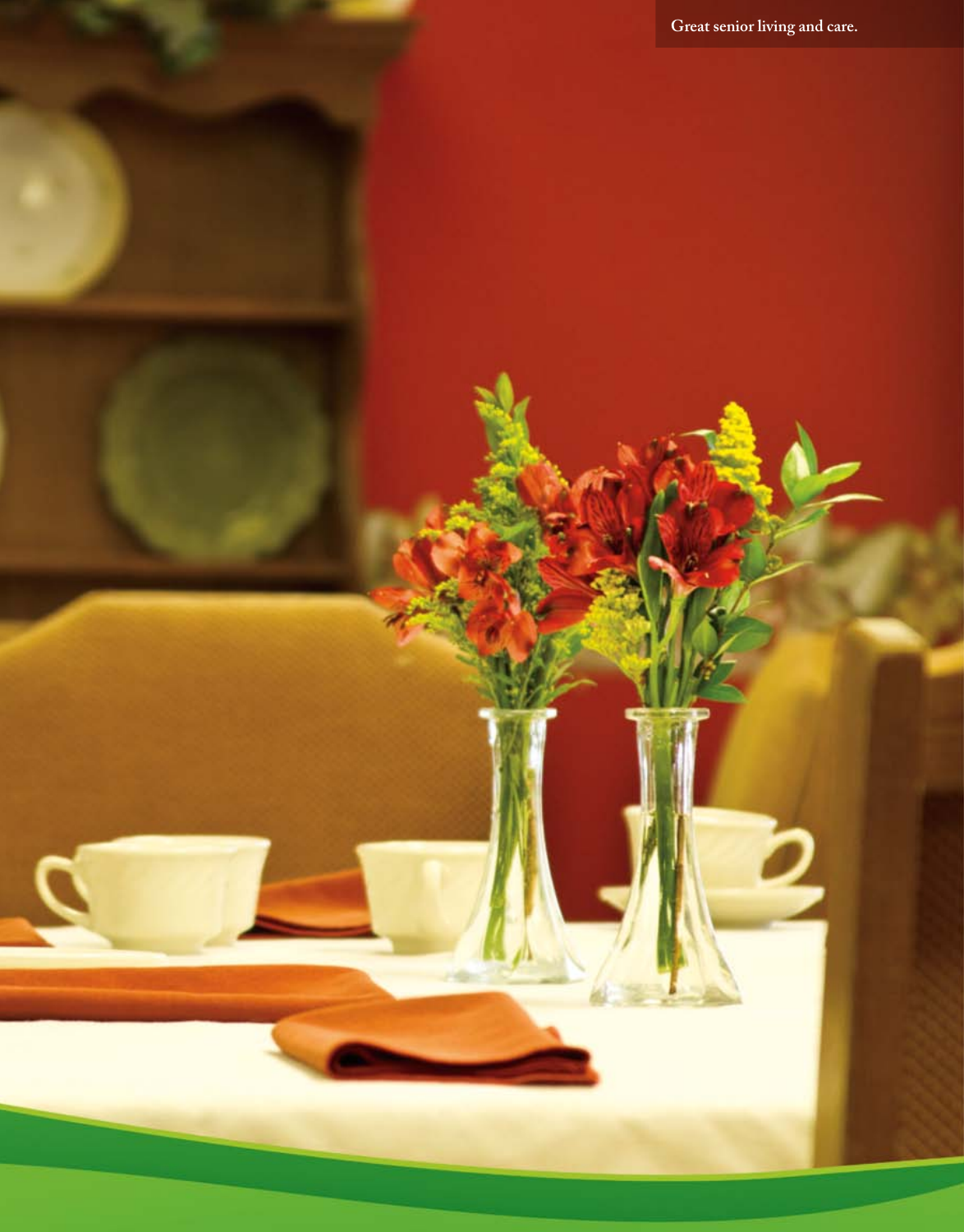Great senior living and care.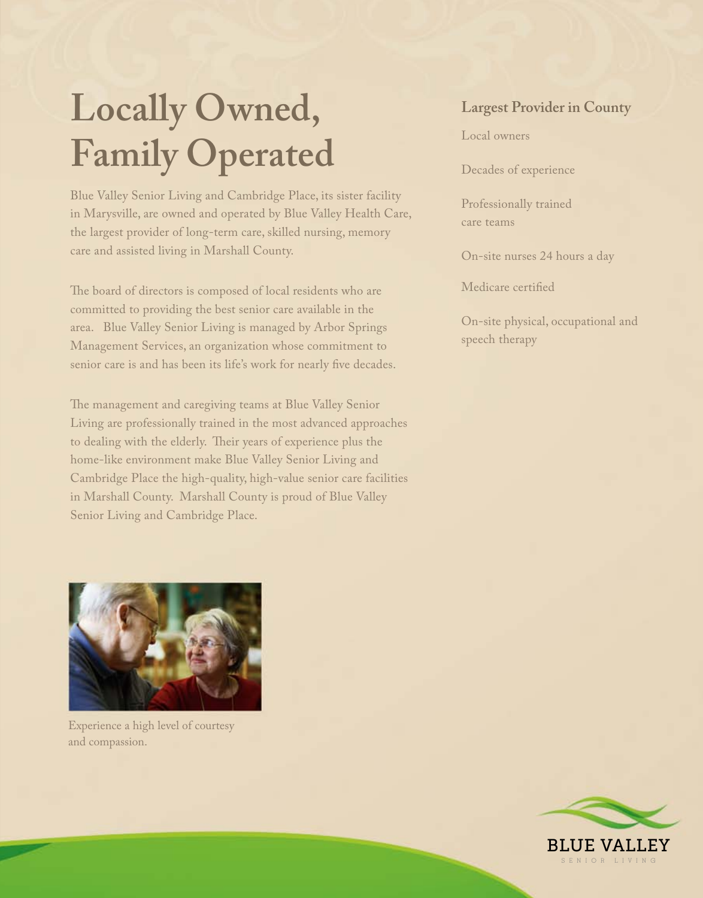# Locally Owned, Family Operated

Blue Valley Senior Living and Cambridge Place, its sister facility in Marysville, are owned and operated by Blue Valley Health Care, the largest provider of long-term care, skilled nursing, memory care and assisted living in Marshall County.

The board of directors is composed of local residents who are committed to providing the best senior care available in the area. Blue Valley Senior Living is managed by Arbor Springs Management Services, an organization whose commitment to senior care is and has been its life's work for nearly five decades.

The management and caregiving teams at Blue Valley Senior Living are professionally trained in the most advanced approaches to dealing with the elderly. Their years of experience plus the home-like environment make Blue Valley Senior Living and Cambridge Place the high-quality, high-value senior care facilities in Marshall County. Marshall County is proud of Blue Valley Senior Living and Cambridge Place.

Experience a high level of courtesy and compassion.

### Largest Provider in County

Local owners

Decades of experience

Professionally trained care teams

On-site nurses 24 hours a day

Medicare certified

On-site physical, occupational and speech therapy

BLUE VALLEY SENIOR LIVING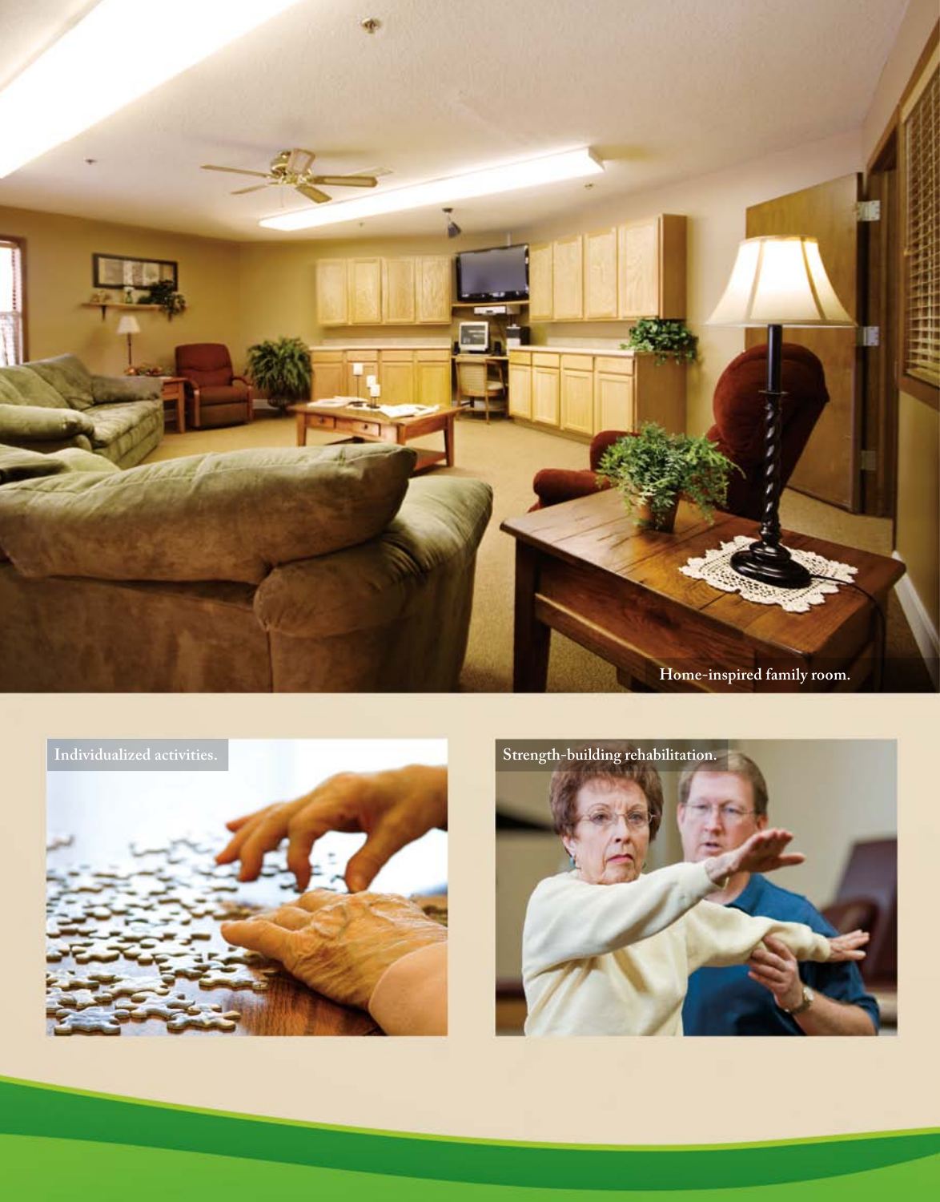Home-inspired family room.

Individualized activities.

Strength-building rehabilitation.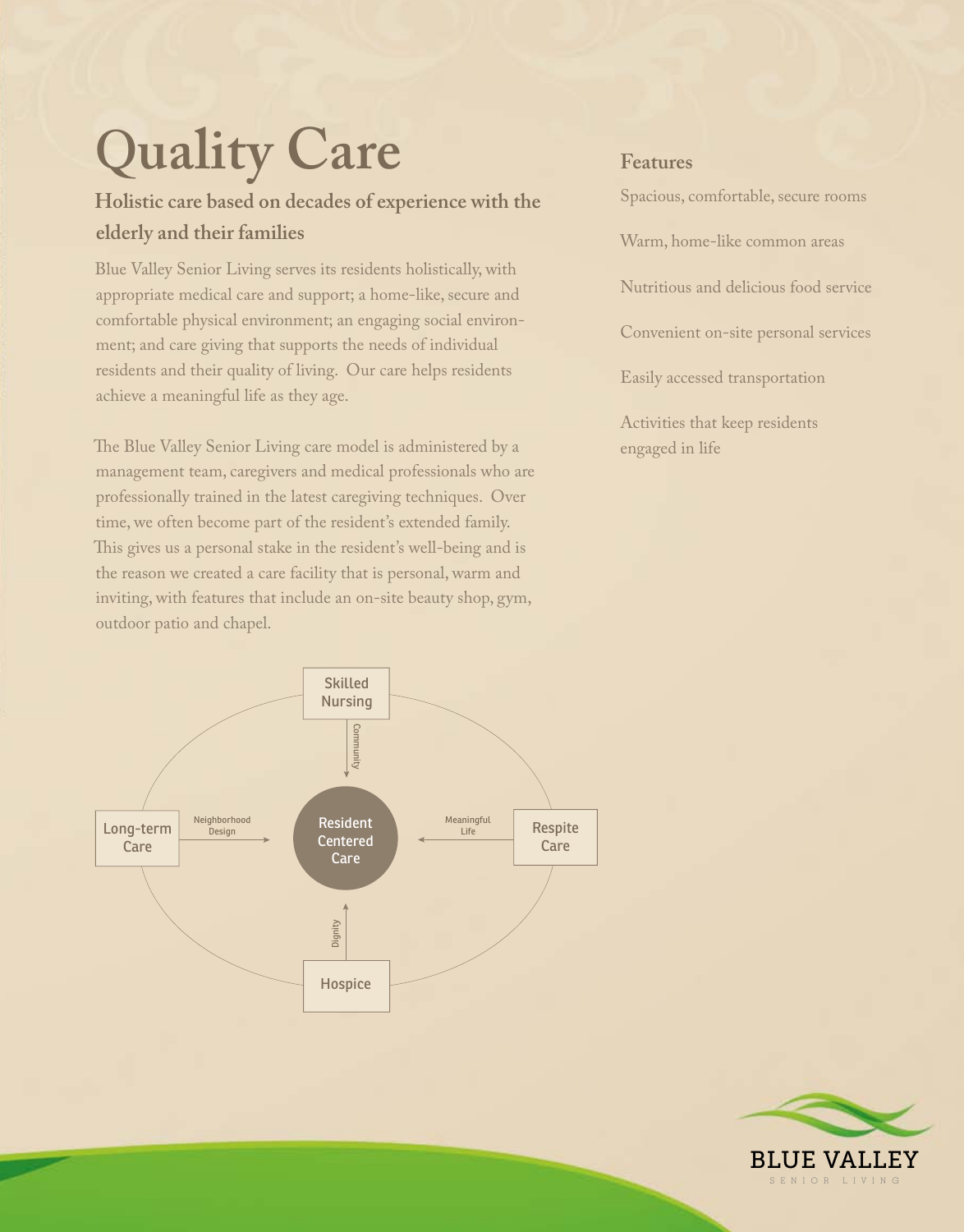# Quality Care

## Holistic care based on decades of experience with the elderly and their families

Blue Valley Senior Living serves its residents holistically, with appropriate medical care and support; a home-like, secure and comfortable physical environment; an engaging social environment; and care giving that supports the needs of individual residents and their quality of living. Our care helps residents achieve a meaningful life as they age.

The Blue Valley Senior Living care model is administered by a management team, caregivers and medical professionals who are professionally trained in the latest caregiving techniques. Over time, we often become part of the resident's extended family. This gives us a personal stake in the resident's well-being and is the reason we created a care facility that is personal, warm and inviting, with features that include an on-site beauty shop, gym, outdoor patio and chapel.

Skilled Nursing → Community → Resident Centered Care

Long-term Care → Neighborhood Design → Resident Centered Care

Respite Care → Meaningful Life → Resident Centered Care

Hospice → Dignity → Resident Centered Care

### Features

Spacious, comfortable, secure rooms

Warm, home-like common areas

Nutritious and delicious food service

Convenient on-site personal services

Easily accessed transportation

Activities that keep residents engaged in life

BLUE VALLEY
SENIOR LIVING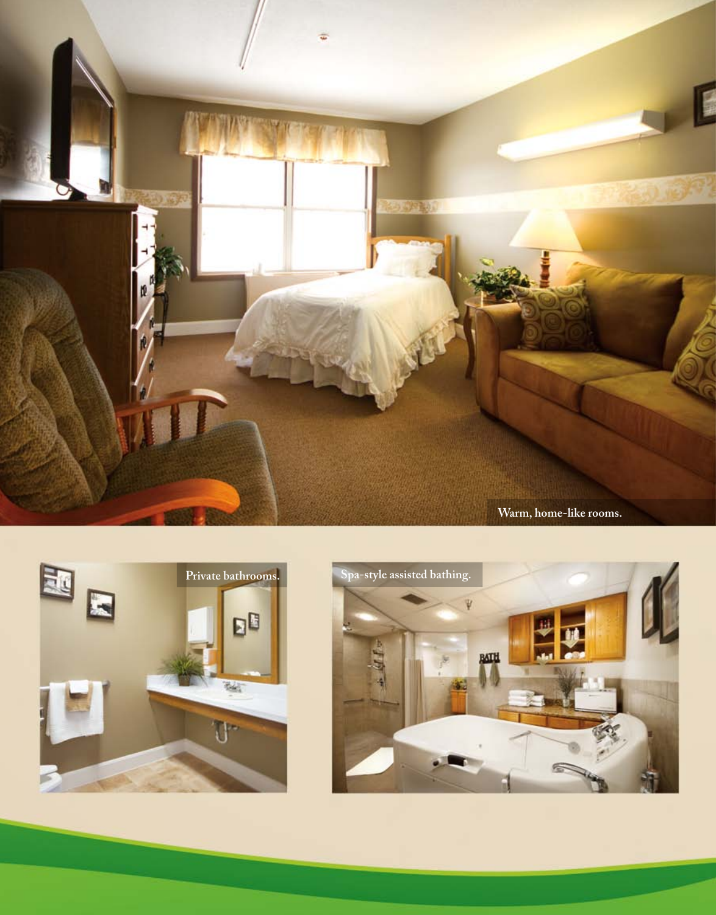Warm, home-like rooms.

Private bathrooms.

Spa-style assisted bathing.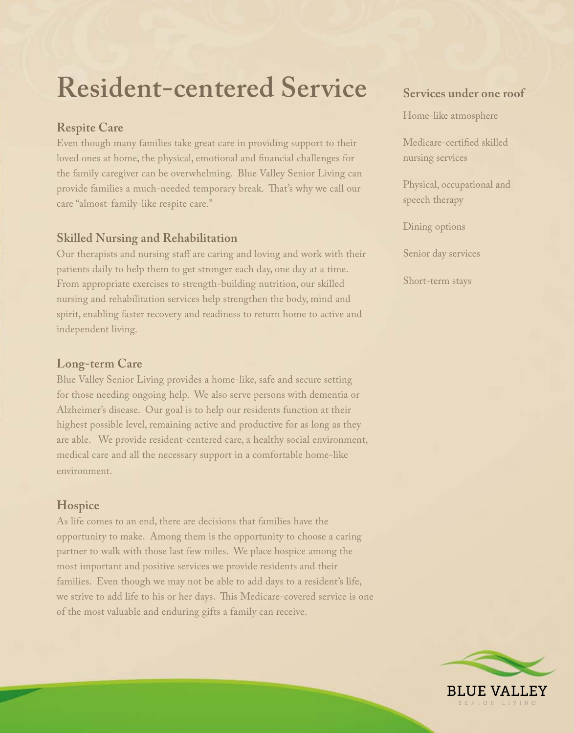# Resident-centered Service

## Respite Care

Even though many families take great care in providing support to their loved ones at home, the physical, emotional and financial challenges for the family caregiver can be overwhelming. Blue Valley Senior Living can provide families a much-needed temporary break. That's why we call our care "almost-family-like respite care."

## Skilled Nursing and Rehabilitation

Our therapists and nursing staff are caring and loving and work with their patients daily to help them to get stronger each day, one day at a time. From appropriate exercises to strength-building nutrition, our skilled nursing and rehabilitation services help strengthen the body, mind and spirit, enabling faster recovery and readiness to return home to active and independent living.

## Long-term Care

Blue Valley Senior Living provides a home-like, safe and secure setting for those needing ongoing help. We also serve persons with dementia or Alzheimer's disease. Our goal is to help our residents function at their highest possible level, remaining active and productive for as long as they are able. We provide resident-centered care, a healthy social environment, medical care and all the necessary support in a comfortable home-like environment.

## Hospice

As life comes to an end, there are decisions that families have the opportunity to make. Among them is the opportunity to choose a caring partner to walk with those last few miles. We place hospice among the most important and positive services we provide residents and their families. Even though we may not be able to add days to a resident's life, we strive to add life to his or her days. This Medicare-covered service is one of the most valuable and enduring gifts a family can receive.

## Services under one roof

Home-like atmosphere

Medicare-certified skilled nursing services

Physical, occupational and speech therapy

Dining options

Senior day services

Short-term stays

BLUE VALLEY
SENIOR LIVING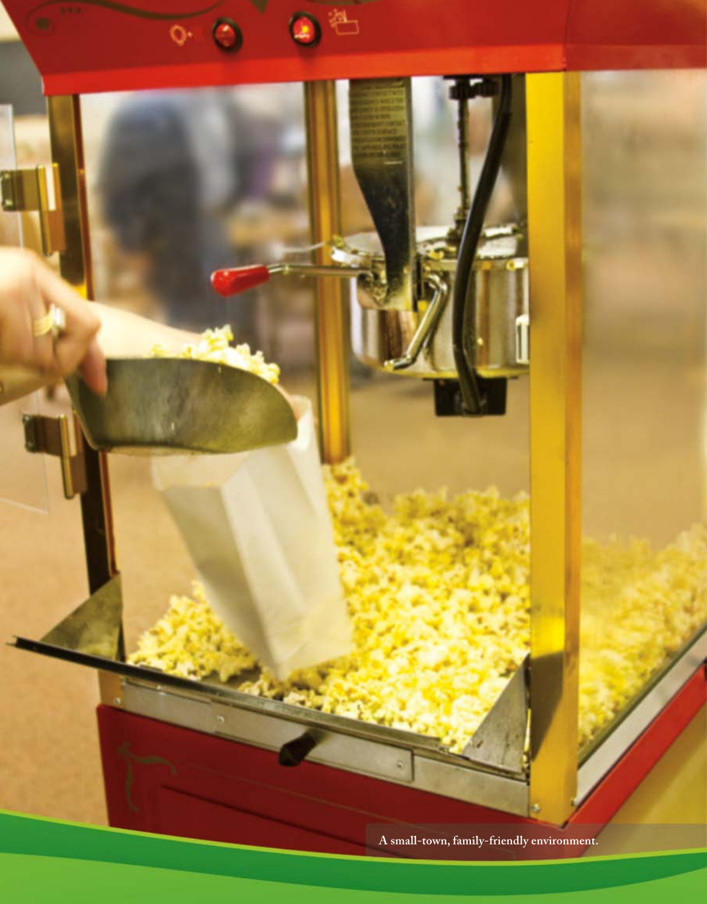A small-town, family-friendly environment.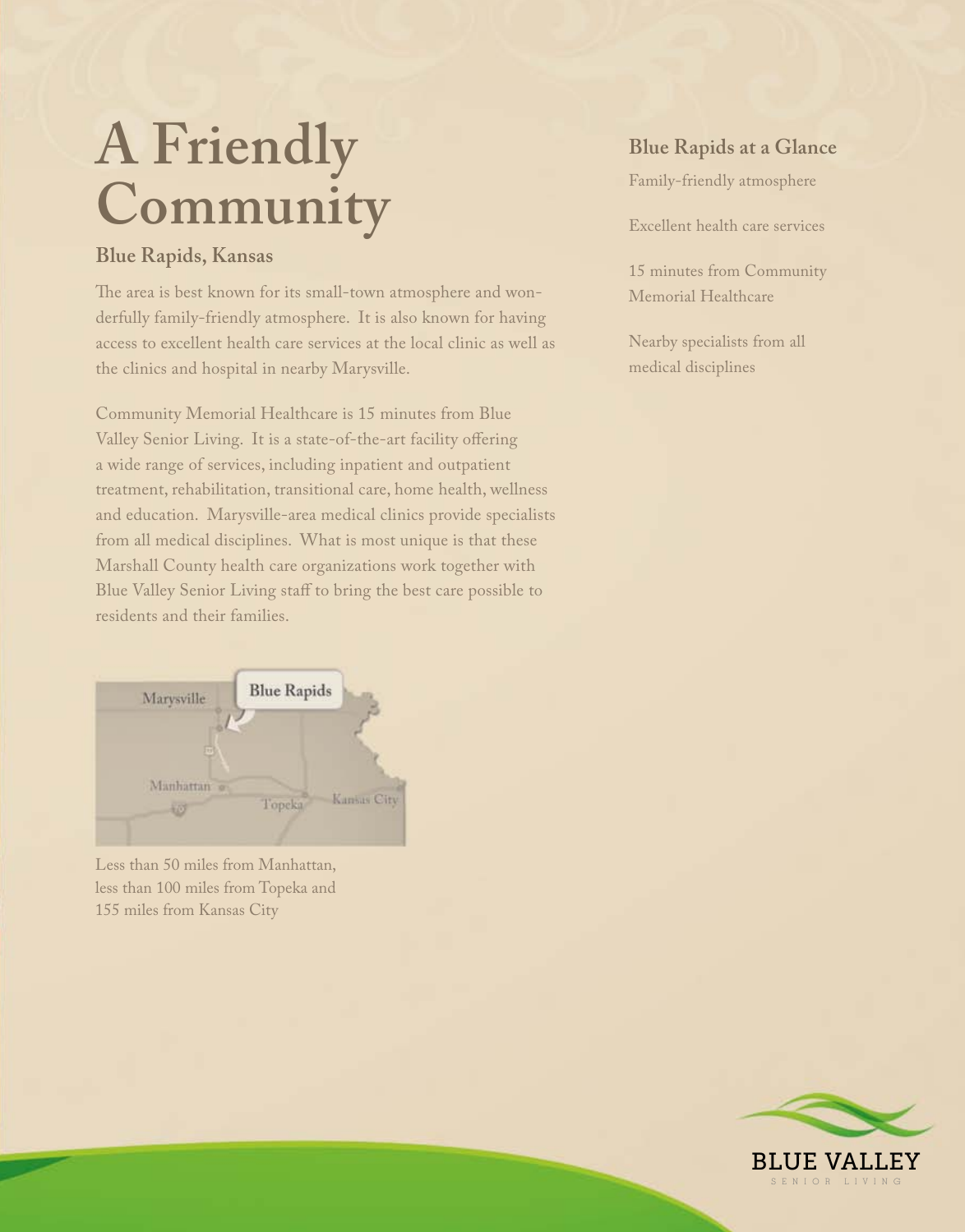# A Friendly Community

### Blue Rapids, Kansas

The area is best known for its small-town atmosphere and wonderfully family-friendly atmosphere. It is also known for having access to excellent health care services at the local clinic as well as the clinics and hospital in nearby Marysville.

Community Memorial Healthcare is 15 minutes from Blue Valley Senior Living. It is a state-of-the-art facility offering a wide range of services, including inpatient and outpatient treatment, rehabilitation, transitional care, home health, wellness and education. Marysville-area medical clinics provide specialists from all medical disciplines. What is most unique is that these Marshall County health care organizations work together with Blue Valley Senior Living staff to bring the best care possible to residents and their families.

Marysville

Blue Rapids

Manhattan

Topeka

Kansas City

Less than 50 miles from Manhattan, less than 100 miles from Topeka and 155 miles from Kansas City

### Blue Rapids at a Glance

Family-friendly atmosphere

Excellent health care services

15 minutes from Community Memorial Healthcare

Nearby specialists from all medical disciplines

BLUE VALLEY
SENIOR LIVING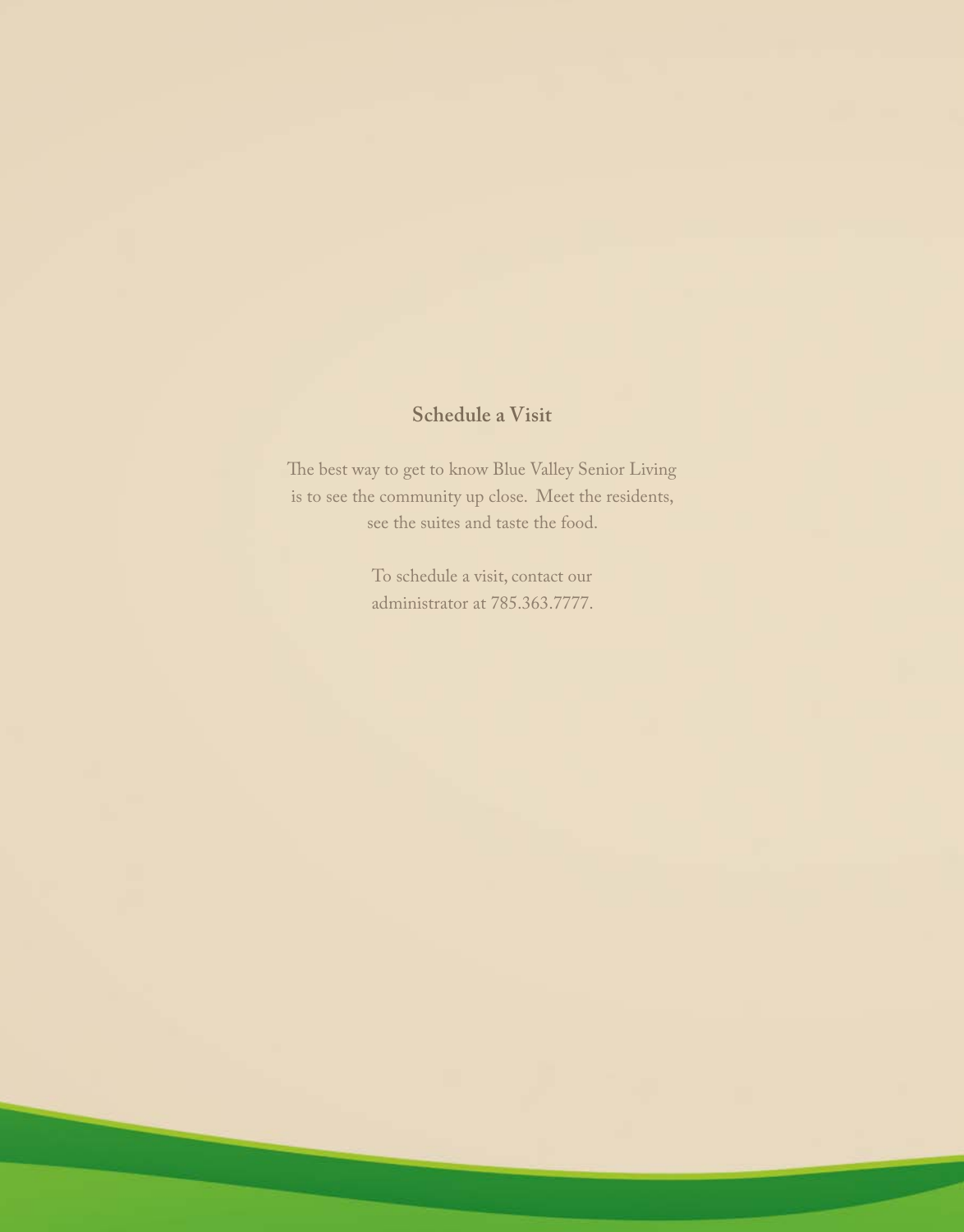## Schedule a Visit

The best way to get to know Blue Valley Senior Living is to see the community up close. Meet the residents, see the suites and taste the food.

To schedule a visit, contact our administrator at 785.363.7777.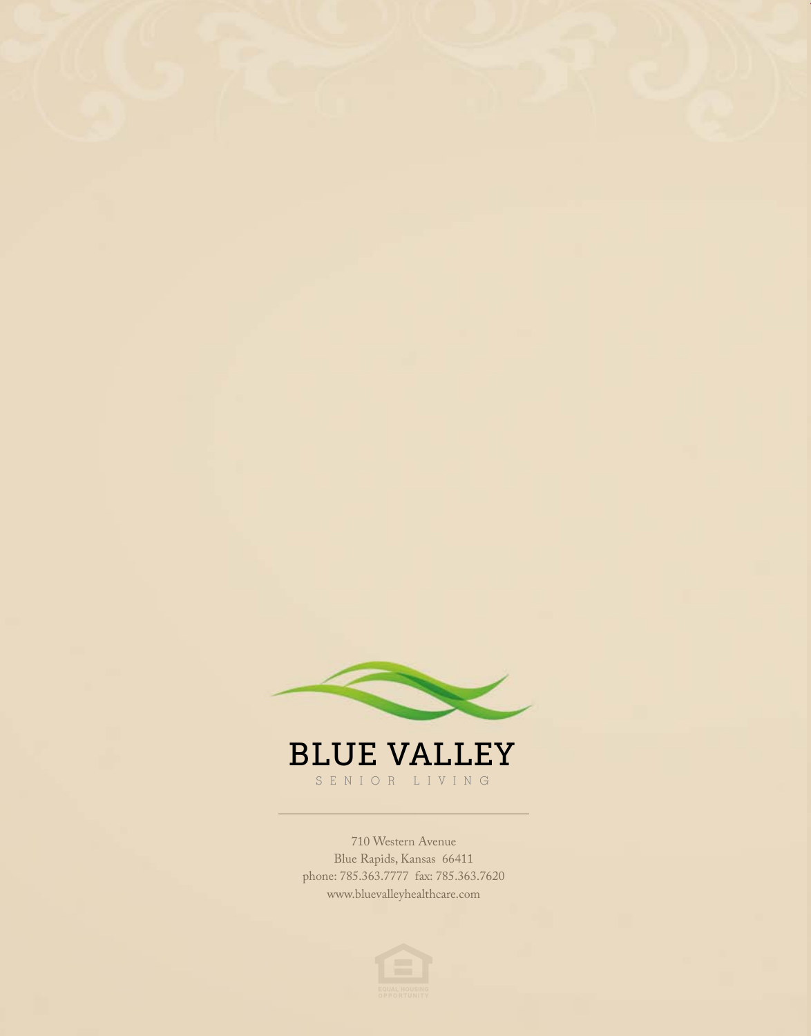BLUE VALLEY

SENIOR LIVING

---

710 Western Avenue
Blue Rapids, Kansas 66411
phone: 785.363.7777 fax: 785.363.7620
www.bluevalleyhealthcare.com

EQUAL HOUSING OPPORTUNITY